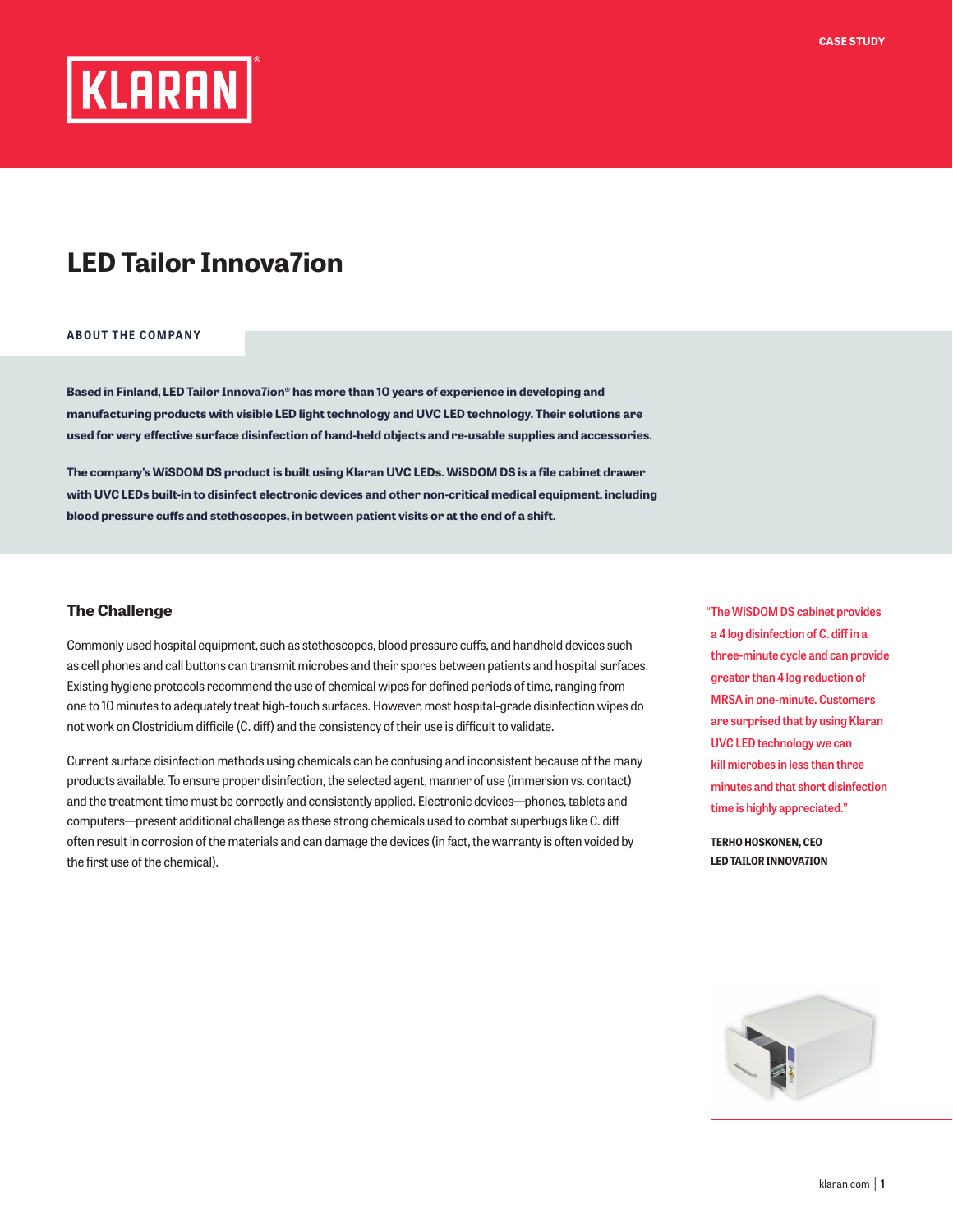CASE STUDY

# LED Tailor Innova7ion

## ABOUT THE COMPANY

**Based in Finland, LED Tailor Innova7ion® has more than 10 years of experience in developing and manufacturing products with visible LED light technology and UVC LED technology. Their solutions are used for very effective surface disinfection of hand-held objects and re-usable supplies and accessories.**

**The company's WiSDOM DS product is built using Klaran UVC LEDs. WiSDOM DS is a file cabinet drawer with UVC LEDs built-in to disinfect electronic devices and other non-critical medical equipment, including blood pressure cuffs and stethoscopes, in between patient visits or at the end of a shift.**

## The Challenge

Commonly used hospital equipment, such as stethoscopes, blood pressure cuffs, and handheld devices such as cell phones and call buttons can transmit microbes and their spores between patients and hospital surfaces. Existing hygiene protocols recommend the use of chemical wipes for defined periods of time, ranging from one to 10 minutes to adequately treat high-touch surfaces. However, most hospital-grade disinfection wipes do not work on Clostridium difficile (C. diff) and the consistency of their use is difficult to validate.

Current surface disinfection methods using chemicals can be confusing and inconsistent because of the many products available. To ensure proper disinfection, the selected agent, manner of use (immersion vs. contact) and the treatment time must be correctly and consistently applied. Electronic devices—phones, tablets and computers—present additional challenge as these strong chemicals used to combat superbugs like C. diff often result in corrosion of the materials and can damage the devices (in fact, the warranty is often voided by the first use of the chemical).

> "The WiSDOM DS cabinet provides a 4 log disinfection of C. diff in a three-minute cycle and can provide greater than 4 log reduction of MRSA in one-minute. Customers are surprised that by using Klaran UVC LED technology we can kill microbes in less than three minutes and that short disinfection time is highly appreciated."
>
> **TERHO HOSKONEN, CEO**
> **LED TAILOR INNOVA7ION**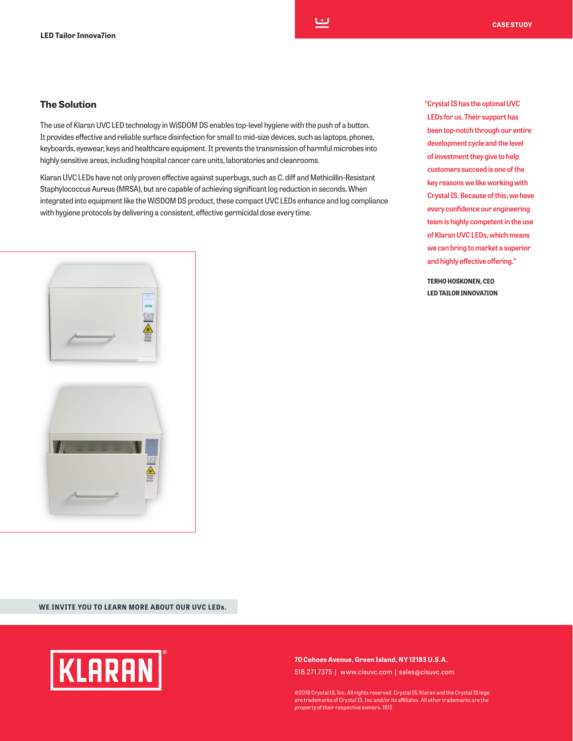## The Solution

The use of Klaran UVC LED technology in WiSDOM DS enables top-level hygiene with the push of a button. It provides effective and reliable surface disinfection for small to mid-size devices, such as laptops, phones, keyboards, eyewear, keys and healthcare equipment. It prevents the transmission of harmful microbes into highly sensitive areas, including hospital cancer care units, laboratories and cleanrooms.

Klaran UVC LEDs have not only proven effective against superbugs, such as C. diff and Methicillin-Resistant Staphylococcus Aureus (MRSA), but are capable of achieving significant log reduction in seconds. When integrated into equipment like the WiSDOM DS product, these compact UVC LEDs enhance and log compliance with hygiene protocols by delivering a consistent, effective germicidal dose every time.

"Crystal IS has the optimal UVC LEDs for us. Their support has been top-notch through our entire development cycle and the level of investment they give to help customers succeed is one of the key reasons we like working with Crystal IS. Because of this, we have every confidence our engineering team is highly competent in the use of Klaran UVC LEDs, which means we can bring to market a superior and highly effective offering."

**TERHO HOSKONEN, CEO**
**LED TAILOR INNOVA7ION**

**WE INVITE YOU TO LEARN MORE ABOUT OUR UVC LEDs.**

KLARAN®

**70 Cohoes Avenue, Green Island, NY 12183 U.S.A.**
518.271.7375 | www.cisuvc.com | sales@cisuvc.com

©2018 Crystal IS, Inc. All rights reserved. Crystal IS, Klaran and the Crystal IS logo are trademarks of Crystal IS, Inc.and/or its affiliates. All other trademarks are the property of their respective owners. 1812